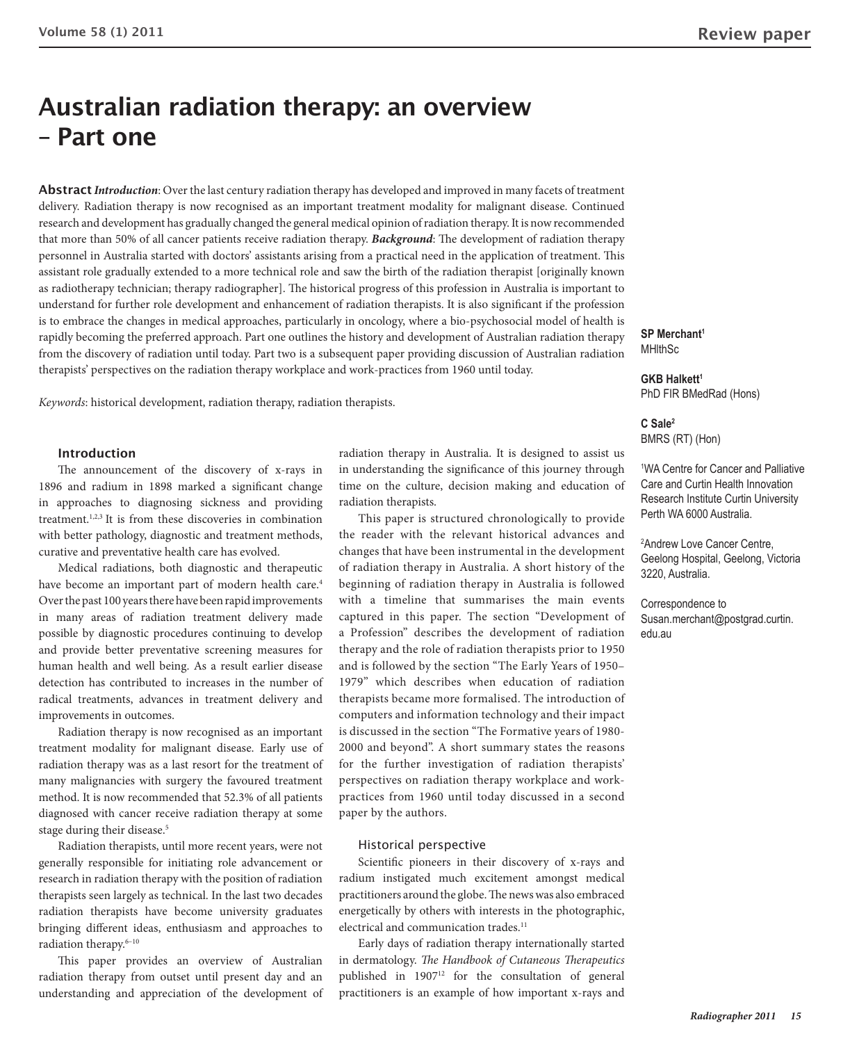# Australian radiation therapy: an overview – Part one

**Abstract** ***Introduction***: Over the last century radiation therapy has developed and improved in many facets of treatment delivery. Radiation therapy is now recognised as an important treatment modality for malignant disease. Continued research and development has gradually changed the general medical opinion of radiation therapy. It is now recommended that more than 50% of all cancer patients receive radiation therapy. ***Background***: The development of radiation therapy personnel in Australia started with doctors' assistants arising from a practical need in the application of treatment. This assistant role gradually extended to a more technical role and saw the birth of the radiation therapist [originally known as radiotherapy technician; therapy radiographer]. The historical progress of this profession in Australia is important to understand for further role development and enhancement of radiation therapists. It is also significant if the profession is to embrace the changes in medical approaches, particularly in oncology, where a bio-psychosocial model of health is rapidly becoming the preferred approach. Part one outlines the history and development of Australian radiation therapy from the discovery of radiation until today. Part two is a subsequent paper providing discussion of Australian radiation therapists' perspectives on the radiation therapy workplace and work-practices from 1960 until today.

*Keywords*: historical development, radiation therapy, radiation therapists.

**SP Merchant**[1]
MHlthSc

**GKB Halkett**[1]
PhD FIR BMedRad (Hons)

**C Sale**[2]
BMRS (RT) (Hon)

[1]WA Centre for Cancer and Palliative Care and Curtin Health Innovation Research Institute Curtin University Perth WA 6000 Australia.

[2]Andrew Love Cancer Centre, Geelong Hospital, Geelong, Victoria 3220, Australia.

Correspondence to Susan.merchant@postgrad.curtin.edu.au

## Introduction

The announcement of the discovery of x-rays in 1896 and radium in 1898 marked a significant change in approaches to diagnosing sickness and providing treatment.[1,2,3] It is from these discoveries in combination with better pathology, diagnostic and treatment methods, curative and preventative health care has evolved.

Medical radiations, both diagnostic and therapeutic have become an important part of modern health care.[4] Over the past 100 years there have been rapid improvements in many areas of radiation treatment delivery made possible by diagnostic procedures continuing to develop and provide better preventative screening measures for human health and well being. As a result earlier disease detection has contributed to increases in the number of radical treatments, advances in treatment delivery and improvements in outcomes.

Radiation therapy is now recognised as an important treatment modality for malignant disease. Early use of radiation therapy was as a last resort for the treatment of many malignancies with surgery the favoured treatment method. It is now recommended that 52.3% of all patients diagnosed with cancer receive radiation therapy at some stage during their disease.[5]

Radiation therapists, until more recent years, were not generally responsible for initiating role advancement or research in radiation therapy with the position of radiation therapists seen largely as technical. In the last two decades radiation therapists have become university graduates bringing different ideas, enthusiasm and approaches to radiation therapy.[6–10]

This paper provides an overview of Australian radiation therapy from outset until present day and an understanding and appreciation of the development of radiation therapy in Australia. It is designed to assist us in understanding the significance of this journey through time on the culture, decision making and education of radiation therapists.

This paper is structured chronologically to provide the reader with the relevant historical advances and changes that have been instrumental in the development of radiation therapy in Australia. A short history of the beginning of radiation therapy in Australia is followed with a timeline that summarises the main events captured in this paper. The section "Development of a Profession" describes the development of radiation therapy and the role of radiation therapists prior to 1950 and is followed by the section "The Early Years of 1950–1979" which describes when education of radiation therapists became more formalised. The introduction of computers and information technology and their impact is discussed in the section "The Formative years of 1980-2000 and beyond". A short summary states the reasons for the further investigation of radiation therapists' perspectives on radiation therapy workplace and work-practices from 1960 until today discussed in a second paper by the authors.

### Historical perspective

Scientific pioneers in their discovery of x-rays and radium instigated much excitement amongst medical practitioners around the globe. The news was also embraced energetically by others with interests in the photographic, electrical and communication trades.[11]

Early days of radiation therapy internationally started in dermatology. *The Handbook of Cutaneous Therapeutics* published in 1907[12] for the consultation of general practitioners is an example of how important x-rays and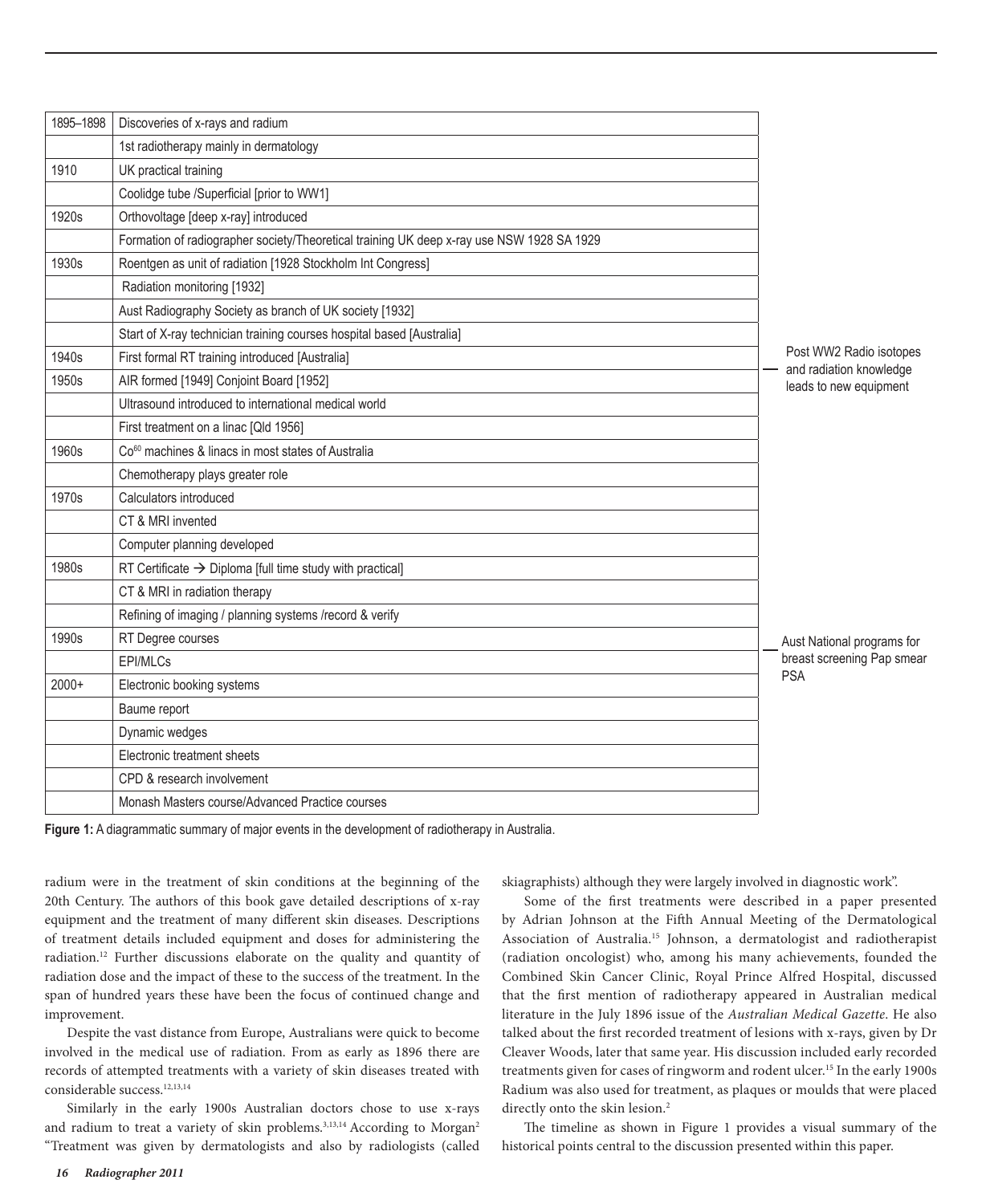| 1895–1898 | Discoveries of x-rays and radium | |
|---|---|---|
| | 1st radiotherapy mainly in dermatology | |
| 1910 | UK practical training | |
| | Coolidge tube /Superficial [prior to WW1] | |
| 1920s | Orthovoltage [deep x-ray] introduced | |
| | Formation of radiographer society/Theoretical training UK deep x-ray use NSW 1928 SA 1929 | |
| 1930s | Roentgen as unit of radiation [1928 Stockholm Int Congress] | |
| | Radiation monitoring [1932] | |
| | Aust Radiography Society as branch of UK society [1932] | |
| | Start of X-ray technician training courses hospital based [Australia] | |
| 1940s | First formal RT training introduced [Australia] | Post WW2 Radio isotopes and radiation knowledge leads to new equipment |
| 1950s | AIR formed [1949] Conjoint Board [1952] | |
| | Ultrasound introduced to international medical world | |
| | First treatment on a linac [Qld 1956] | |
| 1960s | $Co^{60}$ machines & linacs in most states of Australia | |
| | Chemotherapy plays greater role | |
| 1970s | Calculators introduced | |
| | CT & MRI invented | |
| | Computer planning developed | |
| 1980s | RT Certificate → Diploma [full time study with practical] | |
| | CT & MRI in radiation therapy | |
| | Refining of imaging / planning systems /record & verify | |
| 1990s | RT Degree courses | Aust National programs for breast screening Pap smear PSA |
| | EPI/MLCs | |
| 2000+ | Electronic booking systems | |
| | Baume report | |
| | Dynamic wedges | |
| | Electronic treatment sheets | |
| | CPD & research involvement | |
| | Monash Masters course/Advanced Practice courses | |

**Figure 1:** A diagrammatic summary of major events in the development of radiotherapy in Australia.

radium were in the treatment of skin conditions at the beginning of the 20th Century. The authors of this book gave detailed descriptions of x-ray equipment and the treatment of many different skin diseases. Descriptions of treatment details included equipment and doses for administering the radiation.[12] Further discussions elaborate on the quality and quantity of radiation dose and the impact of these to the success of the treatment. In the span of hundred years these have been the focus of continued change and improvement.

Despite the vast distance from Europe, Australians were quick to become involved in the medical use of radiation. From as early as 1896 there are records of attempted treatments with a variety of skin diseases treated with considerable success.[12,13,14]

Similarly in the early 1900s Australian doctors chose to use x-rays and radium to treat a variety of skin problems.[3,13,14] According to Morgan[2] "Treatment was given by dermatologists and also by radiologists (called skiagraphists) although they were largely involved in diagnostic work".

Some of the first treatments were described in a paper presented by Adrian Johnson at the Fifth Annual Meeting of the Dermatological Association of Australia.[15] Johnson, a dermatologist and radiotherapist (radiation oncologist) who, among his many achievements, founded the Combined Skin Cancer Clinic, Royal Prince Alfred Hospital, discussed that the first mention of radiotherapy appeared in Australian medical literature in the July 1896 issue of the *Australian Medical Gazette*. He also talked about the first recorded treatment of lesions with x-rays, given by Dr Cleaver Woods, later that same year. His discussion included early recorded treatments given for cases of ringworm and rodent ulcer.[15] In the early 1900s Radium was also used for treatment, as plaques or moulds that were placed directly onto the skin lesion.[2]

The timeline as shown in Figure 1 provides a visual summary of the historical points central to the discussion presented within this paper.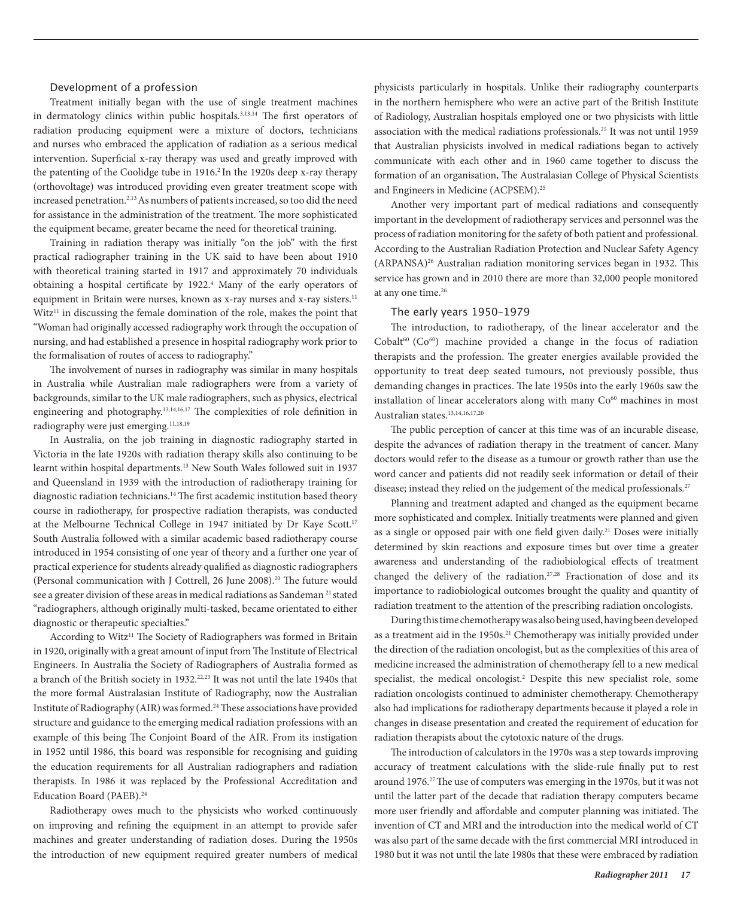## Development of a profession

Treatment initially began with the use of single treatment machines in dermatology clinics within public hospitals.[3,13,14] The first operators of radiation producing equipment were a mixture of doctors, technicians and nurses who embraced the application of radiation as a serious medical intervention. Superficial x-ray therapy was used and greatly improved with the patenting of the Coolidge tube in 1916.[2] In the 1920s deep x-ray therapy (orthovoltage) was introduced providing even greater treatment scope with increased penetration.[2,13] As numbers of patients increased, so too did the need for assistance in the administration of the treatment. The more sophisticated the equipment became, greater became the need for theoretical training.

Training in radiation therapy was initially "on the job" with the first practical radiographer training in the UK said to have been about 1910 with theoretical training started in 1917 and approximately 70 individuals obtaining a hospital certificate by 1922.[4] Many of the early operators of equipment in Britain were nurses, known as x-ray nurses and x-ray sisters.[11] Witz[11] in discussing the female domination of the role, makes the point that "Woman had originally accessed radiography work through the occupation of nursing, and had established a presence in hospital radiography work prior to the formalisation of routes of access to radiography."

The involvement of nurses in radiography was similar in many hospitals in Australia while Australian male radiographers were from a variety of backgrounds, similar to the UK male radiographers, such as physics, electrical engineering and photography.[13,14,16,17] The complexities of role definition in radiography were just emerging.[11,18,19]

In Australia, on the job training in diagnostic radiography started in Victoria in the late 1920s with radiation therapy skills also continuing to be learnt within hospital departments.[13] New South Wales followed suit in 1937 and Queensland in 1939 with the introduction of radiotherapy training for diagnostic radiation technicians.[14] The first academic institution based theory course in radiotherapy, for prospective radiation therapists, was conducted at the Melbourne Technical College in 1947 initiated by Dr Kaye Scott.[17] South Australia followed with a similar academic based radiotherapy course introduced in 1954 consisting of one year of theory and a further one year of practical experience for students already qualified as diagnostic radiographers (Personal communication with J Cottrell, 26 June 2008).[20] The future would see a greater division of these areas in medical radiations as Sandeman[21] stated "radiographers, although originally multi-tasked, became orientated to either diagnostic or therapeutic specialties."

According to Witz[11] The Society of Radiographers was formed in Britain in 1920, originally with a great amount of input from The Institute of Electrical Engineers. In Australia the Society of Radiographers of Australia formed as a branch of the British society in 1932.[22,23] It was not until the late 1940s that the more formal Australasian Institute of Radiography, now the Australian Institute of Radiography (AIR) was formed.[24] These associations have provided structure and guidance to the emerging medical radiation professions with an example of this being The Conjoint Board of the AIR. From its instigation in 1952 until 1986, this board was responsible for recognising and guiding the education requirements for all Australian radiographers and radiation therapists. In 1986 it was replaced by the Professional Accreditation and Education Board (PAEB).[24]

Radiotherapy owes much to the physicists who worked continuously on improving and refining the equipment in an attempt to provide safer machines and greater understanding of radiation doses. During the 1950s the introduction of new equipment required greater numbers of medical physicists particularly in hospitals. Unlike their radiography counterparts in the northern hemisphere who were an active part of the British Institute of Radiology, Australian hospitals employed one or two physicists with little association with the medical radiations professionals.[25] It was not until 1959 that Australian physicists involved in medical radiations began to actively communicate with each other and in 1960 came together to discuss the formation of an organisation, The Australasian College of Physical Scientists and Engineers in Medicine (ACPSEM).[25]

Another very important part of medical radiations and consequently important in the development of radiotherapy services and personnel was the process of radiation monitoring for the safety of both patient and professional. According to the Australian Radiation Protection and Nuclear Safety Agency (ARPANSA)[26] Australian radiation monitoring services began in 1932. This service has grown and in 2010 there are more than 32,000 people monitored at any one time.[26]

## The early years 1950–1979

The introduction, to radiotherapy, of the linear accelerator and the $Cobalt^{60}$ ($Co^{60}$) machine provided a change in the focus of radiation therapists and the profession. The greater energies available provided the opportunity to treat deep seated tumours, not previously possible, thus demanding changes in practices. The late 1950s into the early 1960s saw the installation of linear accelerators along with many $Co^{60}$ machines in most Australian states.[13,14,16,17,20]

The public perception of cancer at this time was of an incurable disease, despite the advances of radiation therapy in the treatment of cancer. Many doctors would refer to the disease as a tumour or growth rather than use the word cancer and patients did not readily seek information or detail of their disease; instead they relied on the judgement of the medical professionals.[27]

Planning and treatment adapted and changed as the equipment became more sophisticated and complex. Initially treatments were planned and given as a single or opposed pair with one field given daily.[21] Doses were initially determined by skin reactions and exposure times but over time a greater awareness and understanding of the radiobiological effects of treatment changed the delivery of the radiation.[27,28] Fractionation of dose and its importance to radiobiological outcomes brought the quality and quantity of radiation treatment to the attention of the prescribing radiation oncologists.

During this time chemotherapy was also being used, having been developed as a treatment aid in the 1950s.[21] Chemotherapy was initially provided under the direction of the radiation oncologist, but as the complexities of this area of medicine increased the administration of chemotherapy fell to a new medical specialist, the medical oncologist.[2] Despite this new specialist role, some radiation oncologists continued to administer chemotherapy. Chemotherapy also had implications for radiotherapy departments because it played a role in changes in disease presentation and created the requirement of education for radiation therapists about the cytotoxic nature of the drugs.

The introduction of calculators in the 1970s was a step towards improving accuracy of treatment calculations with the slide-rule finally put to rest around 1976.[27] The use of computers was emerging in the 1970s, but it was not until the latter part of the decade that radiation therapy computers became more user friendly and affordable and computer planning was initiated. The invention of CT and MRI and the introduction into the medical world of CT was also part of the same decade with the first commercial MRI introduced in 1980 but it was not until the late 1980s that these were embraced by radiation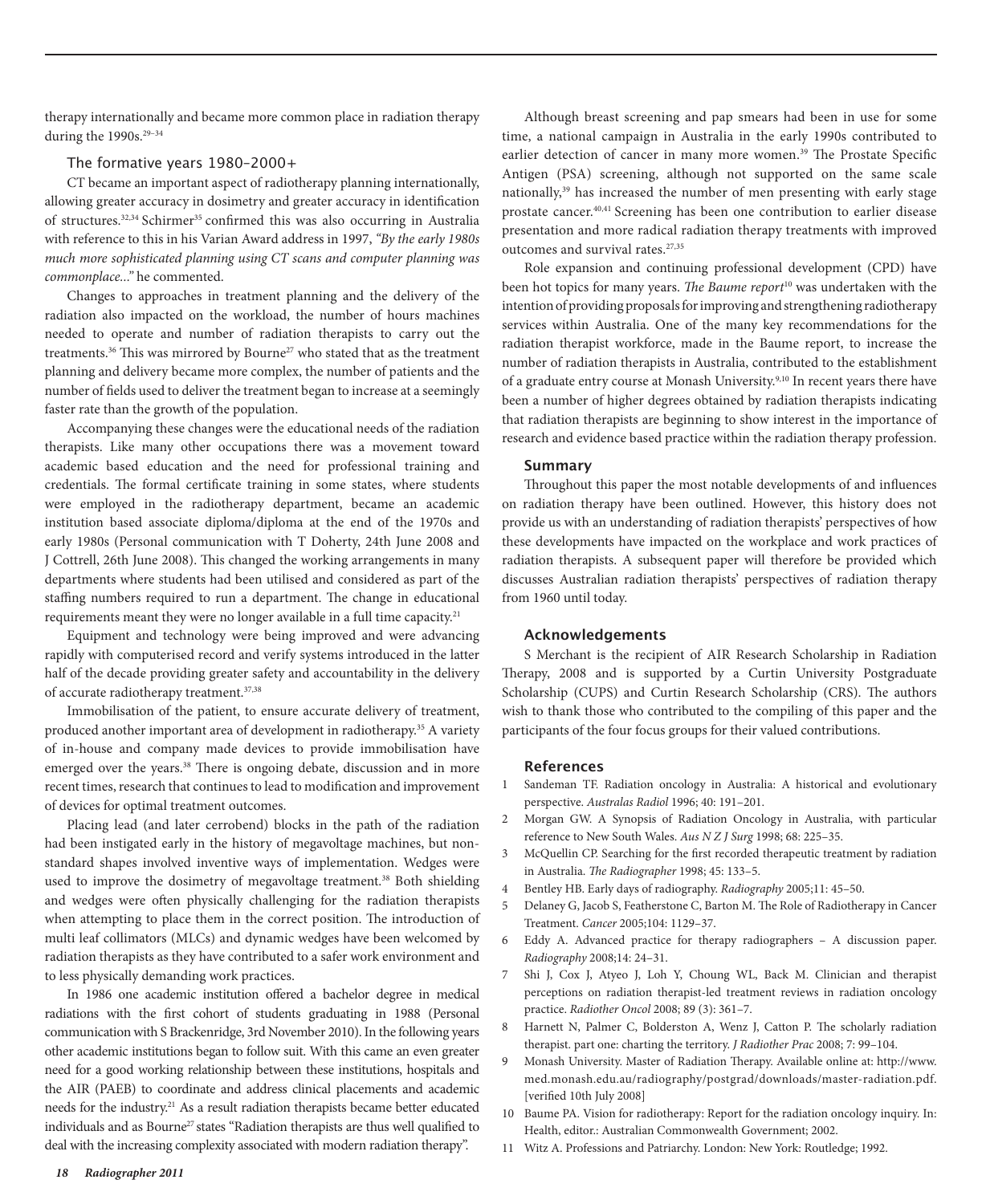therapy internationally and became more common place in radiation therapy during the 1990s.[29–34]

### The formative years 1980–2000+

CT became an important aspect of radiotherapy planning internationally, allowing greater accuracy in dosimetry and greater accuracy in identification of structures.[32,34] Schirmer[35] confirmed this was also occurring in Australia with reference to this in his Varian Award address in 1997, *"By the early 1980s much more sophisticated planning using CT scans and computer planning was commonplace..."* he commented.

Changes to approaches in treatment planning and the delivery of the radiation also impacted on the workload, the number of hours machines needed to operate and number of radiation therapists to carry out the treatments.[36] This was mirrored by Bourne[27] who stated that as the treatment planning and delivery became more complex, the number of patients and the number of fields used to deliver the treatment began to increase at a seemingly faster rate than the growth of the population.

Accompanying these changes were the educational needs of the radiation therapists. Like many other occupations there was a movement toward academic based education and the need for professional training and credentials. The formal certificate training in some states, where students were employed in the radiotherapy department, became an academic institution based associate diploma/diploma at the end of the 1970s and early 1980s (Personal communication with T Doherty, 24th June 2008 and J Cottrell, 26th June 2008). This changed the working arrangements in many departments where students had been utilised and considered as part of the staffing numbers required to run a department. The change in educational requirements meant they were no longer available in a full time capacity.[21]

Equipment and technology were being improved and were advancing rapidly with computerised record and verify systems introduced in the latter half of the decade providing greater safety and accountability in the delivery of accurate radiotherapy treatment.[37,38]

Immobilisation of the patient, to ensure accurate delivery of treatment, produced another important area of development in radiotherapy.[35] A variety of in-house and company made devices to provide immobilisation have emerged over the years.[38] There is ongoing debate, discussion and in more recent times, research that continues to lead to modification and improvement of devices for optimal treatment outcomes.

Placing lead (and later cerrobend) blocks in the path of the radiation had been instigated early in the history of megavoltage machines, but non-standard shapes involved inventive ways of implementation. Wedges were used to improve the dosimetry of megavoltage treatment.[38] Both shielding and wedges were often physically challenging for the radiation therapists when attempting to place them in the correct position. The introduction of multi leaf collimators (MLCs) and dynamic wedges have been welcomed by radiation therapists as they have contributed to a safer work environment and to less physically demanding work practices.

In 1986 one academic institution offered a bachelor degree in medical radiations with the first cohort of students graduating in 1988 (Personal communication with S Brackenridge, 3rd November 2010). In the following years other academic institutions began to follow suit. With this came an even greater need for a good working relationship between these institutions, hospitals and the AIR (PAEB) to coordinate and address clinical placements and academic needs for the industry.[21] As a result radiation therapists became better educated individuals and as Bourne[27] states "Radiation therapists are thus well qualified to deal with the increasing complexity associated with modern radiation therapy".

Although breast screening and pap smears had been in use for some time, a national campaign in Australia in the early 1990s contributed to earlier detection of cancer in many more women.[39] The Prostate Specific Antigen (PSA) screening, although not supported on the same scale nationally,[39] has increased the number of men presenting with early stage prostate cancer.[40,41] Screening has been one contribution to earlier disease presentation and more radical radiation therapy treatments with improved outcomes and survival rates.[27,35]

Role expansion and continuing professional development (CPD) have been hot topics for many years. *The Baume report*[10] was undertaken with the intention of providing proposals for improving and strengthening radiotherapy services within Australia. One of the many key recommendations for the radiation therapist workforce, made in the Baume report, to increase the number of radiation therapists in Australia, contributed to the establishment of a graduate entry course at Monash University.[9,10] In recent years there have been a number of higher degrees obtained by radiation therapists indicating that radiation therapists are beginning to show interest in the importance of research and evidence based practice within the radiation therapy profession.

## Summary

Throughout this paper the most notable developments of and influences on radiation therapy have been outlined. However, this history does not provide us with an understanding of radiation therapists' perspectives of how these developments have impacted on the workplace and work practices of radiation therapists. A subsequent paper will therefore be provided which discusses Australian radiation therapists' perspectives of radiation therapy from 1960 until today.

## Acknowledgements

S Merchant is the recipient of AIR Research Scholarship in Radiation Therapy, 2008 and is supported by a Curtin University Postgraduate Scholarship (CUPS) and Curtin Research Scholarship (CRS). The authors wish to thank those who contributed to the compiling of this paper and the participants of the four focus groups for their valued contributions.

## References

1. Sandeman TF. Radiation oncology in Australia: A historical and evolutionary perspective. *Australas Radiol* 1996; 40: 191–201.
2. Morgan GW. A Synopsis of Radiation Oncology in Australia, with particular reference to New South Wales. *Aus N Z J Surg* 1998; 68: 225–35.
3. McQuellin CP. Searching for the first recorded therapeutic treatment by radiation in Australia. *The Radiographer* 1998; 45: 133–5.
4. Bentley HB. Early days of radiography. *Radiography* 2005;11: 45–50.
5. Delaney G, Jacob S, Featherstone C, Barton M. The Role of Radiotherapy in Cancer Treatment. *Cancer* 2005;104: 1129–37.
6. Eddy A. Advanced practice for therapy radiographers – A discussion paper. *Radiography* 2008;14: 24–31.
7. Shi J, Cox J, Atyeo J, Loh Y, Choung WL, Back M. Clinician and therapist perceptions on radiation therapist-led treatment reviews in radiation oncology practice. *Radiother Oncol* 2008; 89 (3): 361–7.
8. Harnett N, Palmer C, Bolderston A, Wenz J, Catton P. The scholarly radiation therapist. part one: charting the territory. *J Radiother Prac* 2008; 7: 99–104.
9. Monash University. Master of Radiation Therapy. Available online at: http://www.med.monash.edu.au/radiography/postgrad/downloads/master-radiation.pdf. [verified 10th July 2008]
10. Baume PA. Vision for radiotherapy: Report for the radiation oncology inquiry. In: Health, editor.: Australian Commonwealth Government; 2002.
11. Witz A. Professions and Patriarchy. London: New York: Routledge; 1992.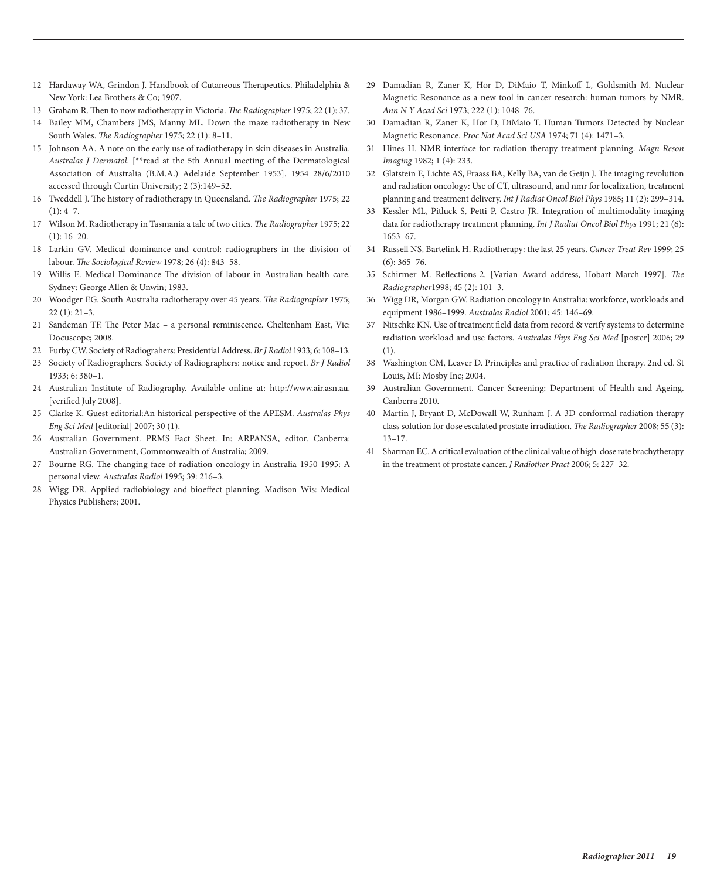12 Hardaway WA, Grindon J. Handbook of Cutaneous Therapeutics. Philadelphia & New York: Lea Brothers & Co; 1907.

13 Graham R. Then to now radiotherapy in Victoria. *The Radiographer* 1975; 22 (1): 37.

14 Bailey MM, Chambers JMS, Manny ML. Down the maze radiotherapy in New South Wales. *The Radiographer* 1975; 22 (1): 8–11.

15 Johnson AA. A note on the early use of radiotherapy in skin diseases in Australia. *Australas J Dermatol*. [**read at the 5th Annual meeting of the Dermatological Association of Australia (B.M.A.) Adelaide September 1953]. 1954 28/6/2010 accessed through Curtin University; 2 (3):149–52.

16 Tweddell J. The history of radiotherapy in Queensland. *The Radiographer* 1975; 22 (1): 4–7.

17 Wilson M. Radiotherapy in Tasmania a tale of two cities. *The Radiographer* 1975; 22 (1): 16–20.

18 Larkin GV. Medical dominance and control: radiographers in the division of labour. *The Sociological Review* 1978; 26 (4): 843–58.

19 Willis E. Medical Dominance The division of labour in Australian health care. Sydney: George Allen & Unwin; 1983.

20 Woodger EG. South Australia radiotherapy over 45 years. *The Radiographer* 1975; 22 (1): 21–3.

21 Sandeman TF. The Peter Mac – a personal reminiscence. Cheltenham East, Vic: Docuscope; 2008.

22 Furby CW. Society of Radiograhers: Presidential Address. *Br J Radiol* 1933; 6: 108–13.

23 Society of Radiographers. Society of Radiographers: notice and report. *Br J Radiol* 1933; 6: 380–1.

24 Australian Institute of Radiography. Available online at: http://www.air.asn.au. [verified July 2008].

25 Clarke K. Guest editorial:An historical perspective of the APESM. *Australas Phys Eng Sci Med* [editorial] 2007; 30 (1).

26 Australian Government. PRMS Fact Sheet. In: ARPANSA, editor. Canberra: Australian Government, Commonwealth of Australia; 2009.

27 Bourne RG. The changing face of radiation oncology in Australia 1950-1995: A personal view. *Australas Radiol* 1995; 39: 216–3.

28 Wigg DR. Applied radiobiology and bioeffect planning. Madison Wis: Medical Physics Publishers; 2001.

29 Damadian R, Zaner K, Hor D, DiMaio T, Minkoff L, Goldsmith M. Nuclear Magnetic Resonance as a new tool in cancer research: human tumors by NMR. *Ann N Y Acad Sci* 1973; 222 (1): 1048–76.

30 Damadian R, Zaner K, Hor D, DiMaio T. Human Tumors Detected by Nuclear Magnetic Resonance. *Proc Nat Acad Sci USA* 1974; 71 (4): 1471–3.

31 Hines H. NMR interface for radiation therapy treatment planning. *Magn Reson Imaging* 1982; 1 (4): 233.

32 Glatstein E, Lichte AS, Fraass BA, Kelly BA, van de Geijn J. The imaging revolution and radiation oncology: Use of CT, ultrasound, and nmr for localization, treatment planning and treatment delivery. *Int J Radiat Oncol Biol Phys* 1985; 11 (2): 299–314.

33 Kessler ML, Pitluck S, Petti P, Castro JR. Integration of multimodality imaging data for radiotherapy treatment planning. *Int J Radiat Oncol Biol Phys* 1991; 21 (6): 1653–67.

34 Russell NS, Bartelink H. Radiotherapy: the last 25 years. *Cancer Treat Rev* 1999; 25 (6): 365–76.

35 Schirmer M. Reflections-2. [Varian Award address, Hobart March 1997]. *The Radiographer*1998; 45 (2): 101–3.

36 Wigg DR, Morgan GW. Radiation oncology in Australia: workforce, workloads and equipment 1986–1999. *Australas Radiol* 2001; 45: 146–69.

37 Nitschke KN. Use of treatment field data from record & verify systems to determine radiation workload and use factors. *Australas Phys Eng Sci Med* [poster] 2006; 29 (1).

38 Washington CM, Leaver D. Principles and practice of radiation therapy. 2nd ed. St Louis, MI: Mosby Inc; 2004.

39 Australian Government. Cancer Screening: Department of Health and Ageing. Canberra 2010.

40 Martin J, Bryant D, McDowall W, Runham J. A 3D conformal radiation therapy class solution for dose escalated prostate irradiation. *The Radiographer* 2008; 55 (3): 13–17.

41 Sharman EC. A critical evaluation of the clinical value of high-dose rate brachytherapy in the treatment of prostate cancer. *J Radiother Pract* 2006; 5: 227–32.